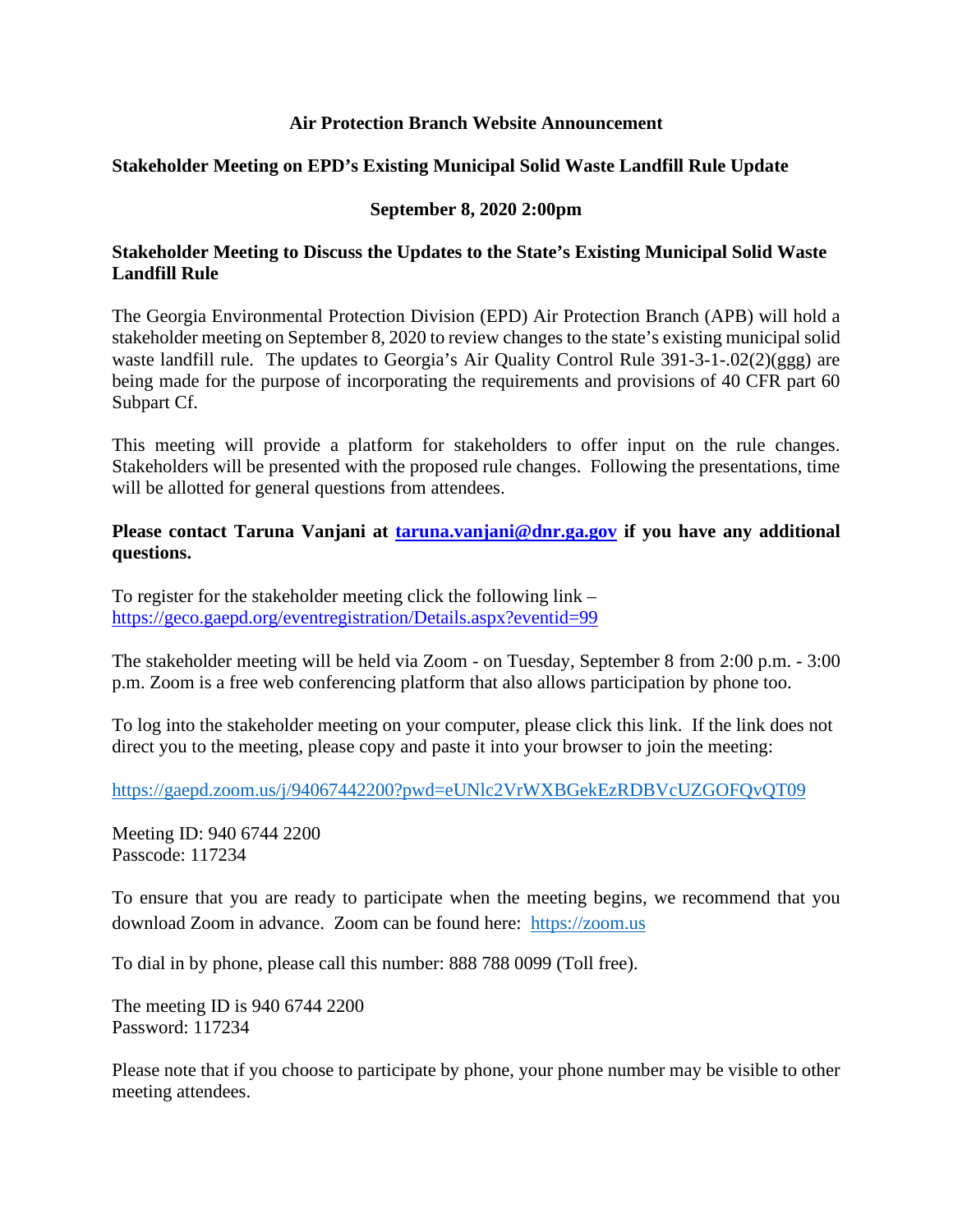# Air Protection Branch Website Announcement

## Stakeholder Meeting on EPD's Existing Municipal Solid Waste Landfill Rule Update

**September 8, 2020 2:00pm**

### Stakeholder Meeting to Discuss the Updates to the State's Existing Municipal Solid Waste Landfill Rule

The Georgia Environmental Protection Division (EPD) Air Protection Branch (APB) will hold a stakeholder meeting on September 8, 2020 to review changes to the state's existing municipal solid waste landfill rule. The updates to Georgia's Air Quality Control Rule 391-3-1-.02(2)(ggg) are being made for the purpose of incorporating the requirements and provisions of 40 CFR part 60 Subpart Cf.

This meeting will provide a platform for stakeholders to offer input on the rule changes. Stakeholders will be presented with the proposed rule changes. Following the presentations, time will be allotted for general questions from attendees.

**Please contact Taruna Vanjani at [taruna.vanjani@dnr.ga.gov](mailto:taruna.vanjani@dnr.ga.gov) if you have any additional questions.**

To register for the stakeholder meeting click the following link – https://geco.gaepd.org/eventregistration/Details.aspx?eventid=99

The stakeholder meeting will be held via Zoom - on Tuesday, September 8 from 2:00 p.m. - 3:00 p.m. Zoom is a free web conferencing platform that also allows participation by phone too.

To log into the stakeholder meeting on your computer, please click this link. If the link does not direct you to the meeting, please copy and paste it into your browser to join the meeting:

https://gaepd.zoom.us/j/94067442200?pwd=eUNlc2VrWXBGekEzRDBVcUZGOFQvQT09

Meeting ID: 940 6744 2200
Passcode: 117234

To ensure that you are ready to participate when the meeting begins, we recommend that you download Zoom in advance. Zoom can be found here: https://zoom.us

To dial in by phone, please call this number: 888 788 0099 (Toll free).

The meeting ID is 940 6744 2200
Password: 117234

Please note that if you choose to participate by phone, your phone number may be visible to other meeting attendees.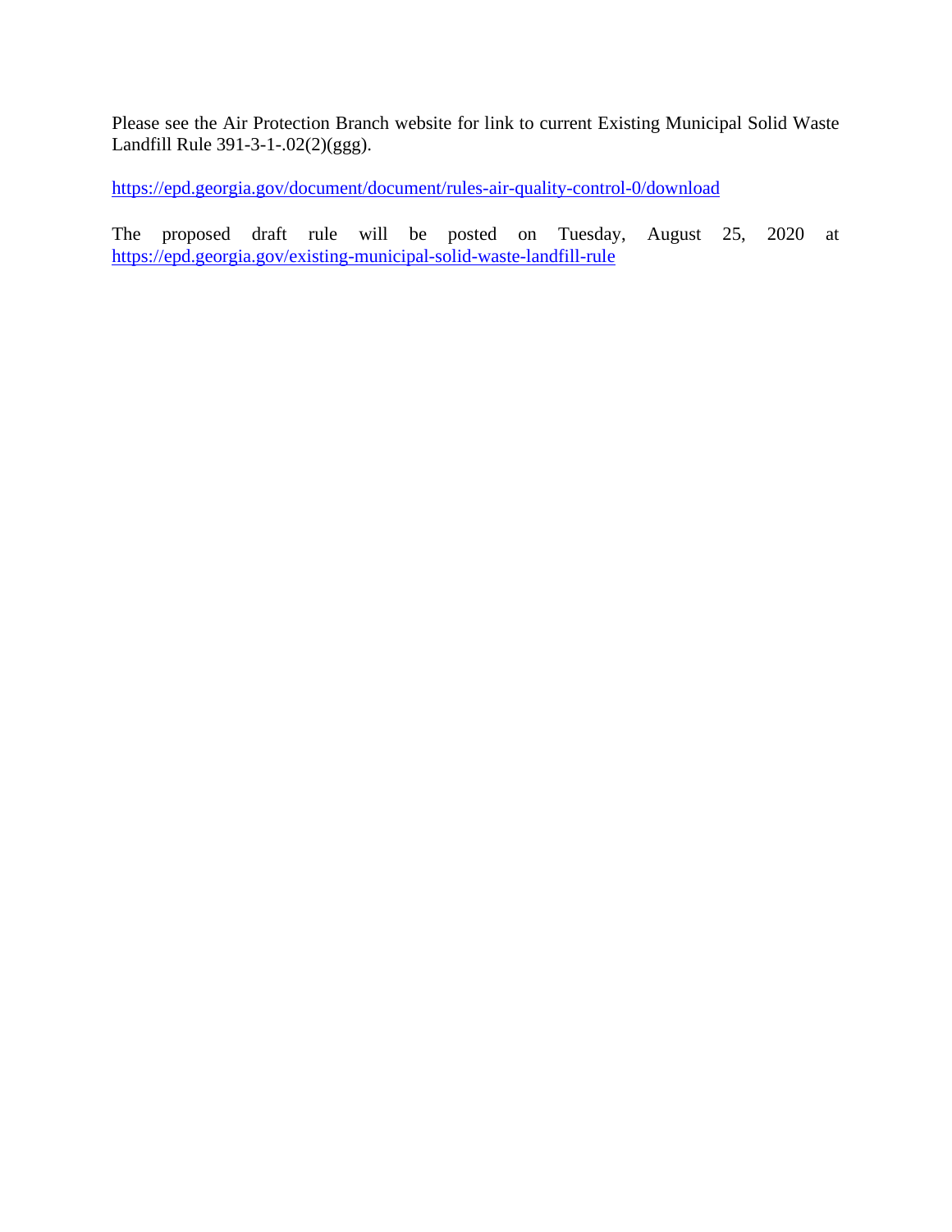Please see the Air Protection Branch website for link to current Existing Municipal Solid Waste Landfill Rule 391-3-1-.02(2)(ggg).

https://epd.georgia.gov/document/document/rules-air-quality-control-0/download

The proposed draft rule will be posted on Tuesday, August 25, 2020 at https://epd.georgia.gov/existing-municipal-solid-waste-landfill-rule